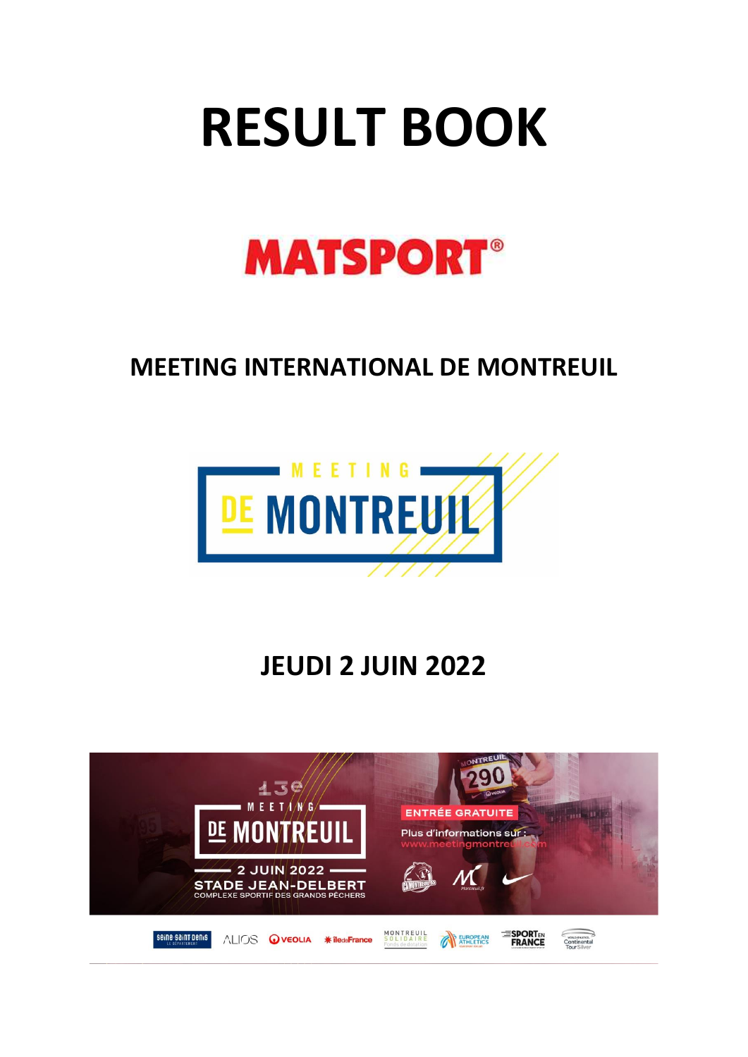# RESULT BOOK

MATSPORT®

## MEETING INTERNATIONAL DE MONTREUIL

MEETING DE MONTREUIL

## JEUDI 2 JUIN 2022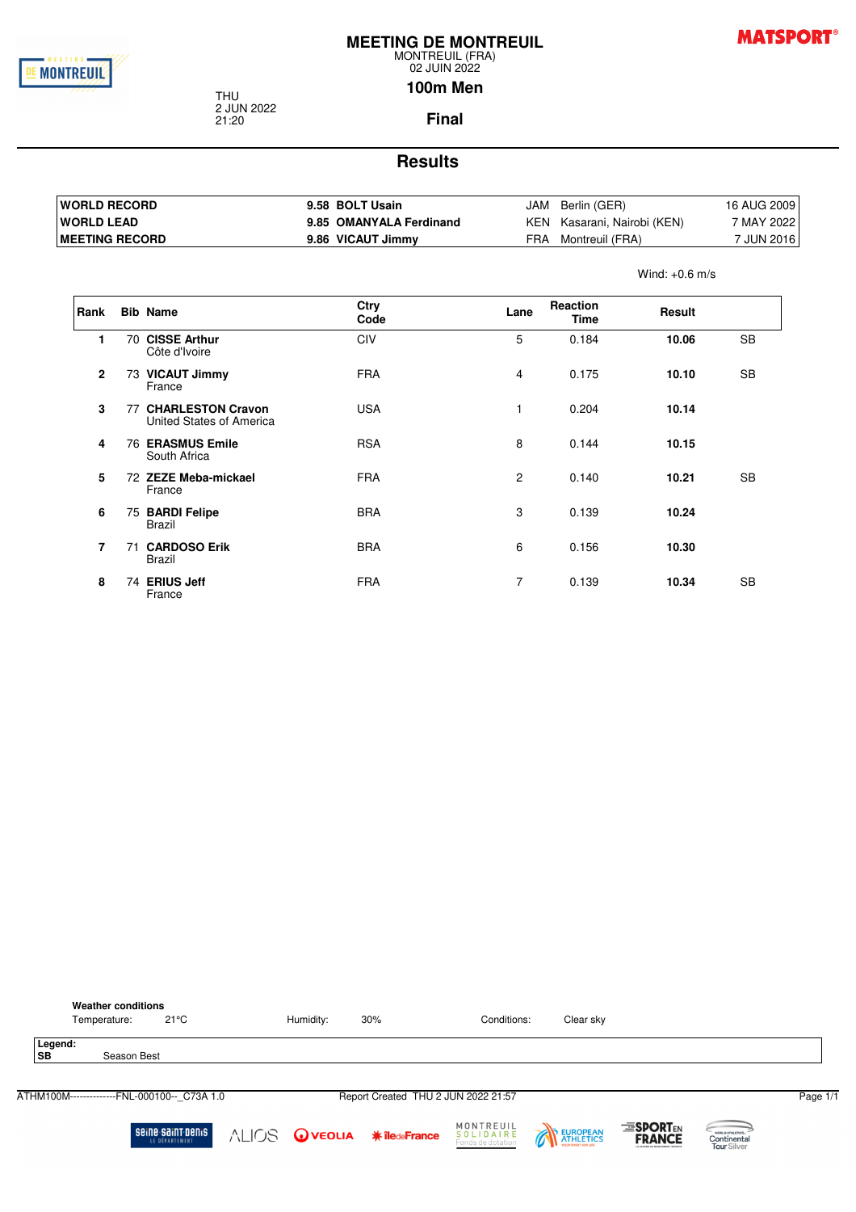# MEETING DE MONTREUIL

MONTREUIL (FRA)
02 JUIN 2022

THU
2 JUN 2022
21:20

## 100m Men

## Final

## Results

| | | | | |
|---|---|---|---|---|
| **WORLD RECORD** | 9.58 **BOLT Usain** | JAM | Berlin (GER) | 16 AUG 2009 |
| **WORLD LEAD** | 9.85 **OMANYALA Ferdinand** | KEN | Kasarani, Nairobi (KEN) | 7 MAY 2022 |
| **MEETING RECORD** | 9.86 **VICAUT Jimmy** | FRA | Montreuil (FRA) | 7 JUN 2016 |

Wind: +0.6 m/s

| Rank | Bib | Name | Ctry Code | Lane | Reaction Time | Result | |
|---|---|---|---|---|---|---|---|
| 1 | 70 | **CISSE Arthur** Côte d'Ivoire | CIV | 5 | 0.184 | **10.06** | SB |
| 2 | 73 | **VICAUT Jimmy** France | FRA | 4 | 0.175 | **10.10** | SB |
| 3 | 77 | **CHARLESTON Cravon** United States of America | USA | 1 | 0.204 | **10.14** | |
| 4 | 76 | **ERASMUS Emile** South Africa | RSA | 8 | 0.144 | **10.15** | |
| 5 | 72 | **ZEZE Meba-mickael** France | FRA | 2 | 0.140 | **10.21** | SB |
| 6 | 75 | **BARDI Felipe** Brazil | BRA | 3 | 0.139 | **10.24** | |
| 7 | 71 | **CARDOSO Erik** Brazil | BRA | 6 | 0.156 | **10.30** | |
| 8 | 74 | **ERIUS Jeff** France | FRA | 7 | 0.139 | **10.34** | SB |

**Weather conditions**

Temperature: 21°C Humidity: 30% Conditions: Clear sky

**Legend:**
**SB** Season Best

ATHM100M--------------FNL-000100--_C73A 1.0 Report Created THU 2 JUN 2022 21:57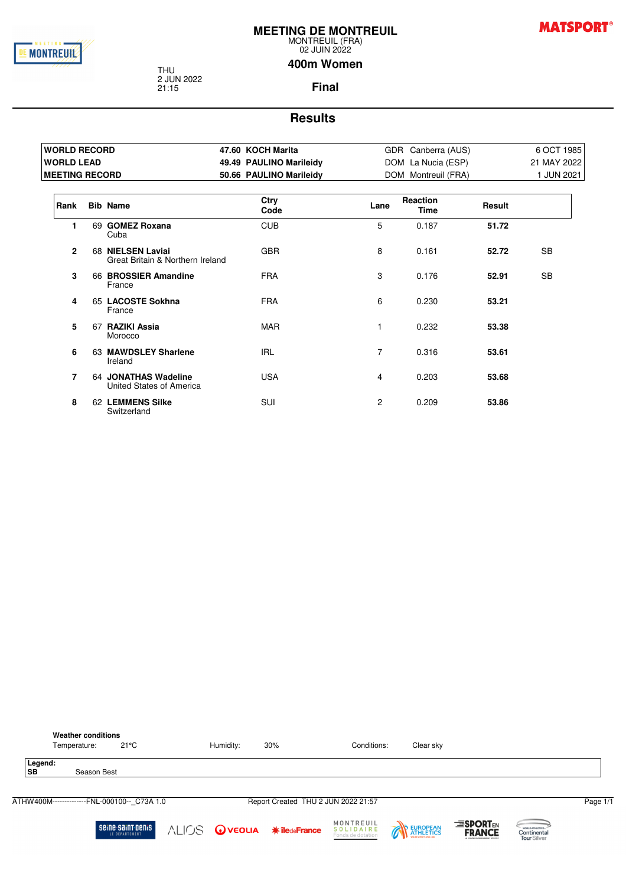# MEETING DE MONTREUIL

MONTREUIL (FRA)
02 JUIN 2022

THU
2 JUN 2022
21:15

## 400m Women

## Final

## Results

| | | | | |
|---|---|---|---|---|
| **WORLD RECORD** | **47.60 KOCH Marita** | GDR | Canberra (AUS) | 6 OCT 1985 |
| **WORLD LEAD** | **49.49 PAULINO Marileidy** | DOM | La Nucia (ESP) | 21 MAY 2022 |
| **MEETING RECORD** | **50.66 PAULINO Marileidy** | DOM | Montreuil (FRA) | 1 JUN 2021 |

| Rank | Bib | Name | Ctry Code | Lane | Reaction Time | Result | |
|---|---|---|---|---|---|---|---|
| **1** | 69 | **GOMEZ Roxana** Cuba | CUB | 5 | 0.187 | **51.72** | |
| **2** | 68 | **NIELSEN Laviai** Great Britain & Northern Ireland | GBR | 8 | 0.161 | **52.72** | SB |
| **3** | 66 | **BROSSIER Amandine** France | FRA | 3 | 0.176 | **52.91** | SB |
| **4** | 65 | **LACOSTE Sokhna** France | FRA | 6 | 0.230 | **53.21** | |
| **5** | 67 | **RAZIKI Assia** Morocco | MAR | 1 | 0.232 | **53.38** | |
| **6** | 63 | **MAWDSLEY Sharlene** Ireland | IRL | 7 | 0.316 | **53.61** | |
| **7** | 64 | **JONATHAS Wadeline** United States of America | USA | 4 | 0.203 | **53.68** | |
| **8** | 62 | **LEMMENS Silke** Switzerland | SUI | 2 | 0.209 | **53.86** | |

**Weather conditions**

Temperature: 21°C    Humidity: 30%    Conditions: Clear sky

**Legend:**
**SB** Season Best

ATHW400M--------------FNL-000100--_C73A 1.0    Report Created THU 2 JUN 2022 21:57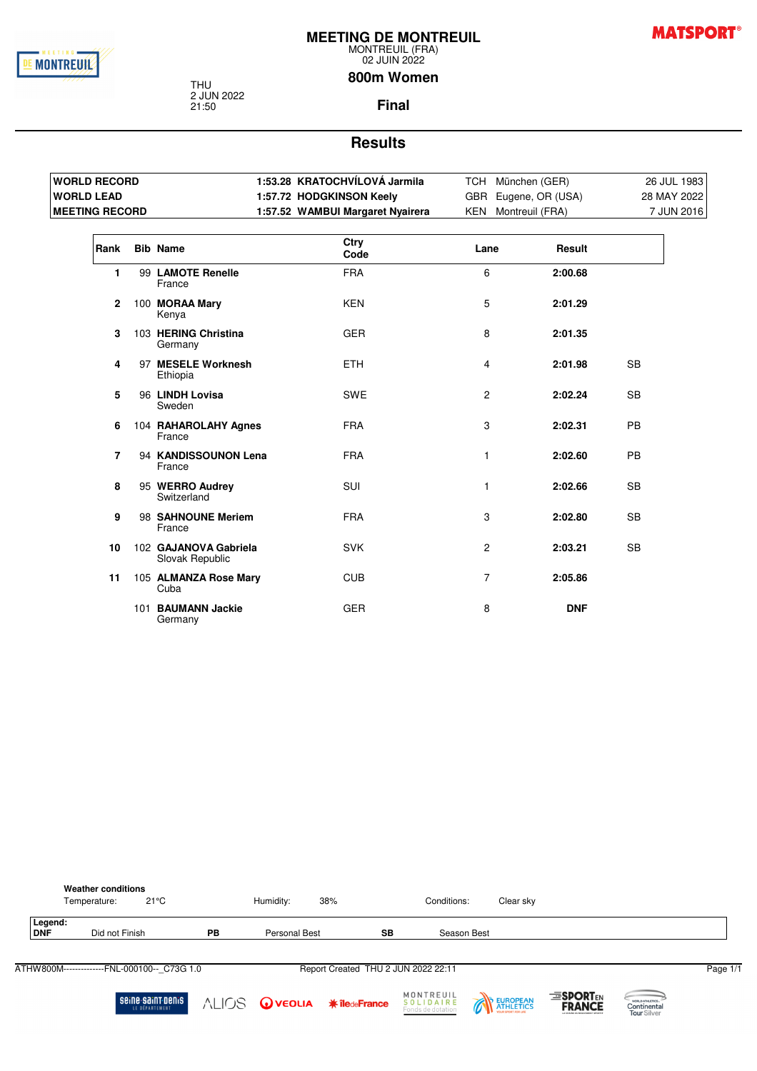# MEETING DE MONTREUIL

MONTREUIL (FRA)
02 JUIN 2022

THU
2 JUN 2022
21:50

## 800m Women

### Final

## Results

| | | | | |
|---|---|---|---|---|
| **WORLD RECORD** | **1:53.28 KRATOCHVÍLOVÁ Jarmila** | TCH | München (GER) | 26 JUL 1983 |
| **WORLD LEAD** | **1:57.72 HODGKINSON Keely** | GBR | Eugene, OR (USA) | 28 MAY 2022 |
| **MEETING RECORD** | **1:57.52 WAMBUI Margaret Nyairera** | KEN | Montreuil (FRA) | 7 JUN 2016 |

| Rank | Bib | Name | Ctry Code | Lane | Result | |
|---|---|---|---|---|---|---|
| 1 | 99 | **LAMOTE Renelle** France | FRA | 6 | **2:00.68** | |
| 2 | 100 | **MORAA Mary** Kenya | KEN | 5 | **2:01.29** | |
| 3 | 103 | **HERING Christina** Germany | GER | 8 | **2:01.35** | |
| 4 | 97 | **MESELE Worknesh** Ethiopia | ETH | 4 | **2:01.98** | SB |
| 5 | 96 | **LINDH Lovisa** Sweden | SWE | 2 | **2:02.24** | SB |
| 6 | 104 | **RAHAROLAHY Agnes** France | FRA | 3 | **2:02.31** | PB |
| 7 | 94 | **KANDISSOUNON Lena** France | FRA | 1 | **2:02.60** | PB |
| 8 | 95 | **WERRO Audrey** Switzerland | SUI | 1 | **2:02.66** | SB |
| 9 | 98 | **SAHNOUNE Meriem** France | FRA | 3 | **2:02.80** | SB |
| 10 | 102 | **GAJANOVA Gabriela** Slovak Republic | SVK | 2 | **2:03.21** | SB |
| 11 | 105 | **ALMANZA Rose Mary** Cuba | CUB | 7 | **2:05.86** | |
| | 101 | **BAUMANN Jackie** Germany | GER | 8 | **DNF** | |

**Weather conditions**

Temperature: 21°C    Humidity: 38%    Conditions: Clear sky

**Legend:**

| | | | | | |
|---|---|---|---|---|---|
| **DNF** | Did not Finish | **PB** | Personal Best | **SB** | Season Best |

ATHW800M--------------FNL-000100--_C73G 1.0    Report Created THU 2 JUN 2022 22:11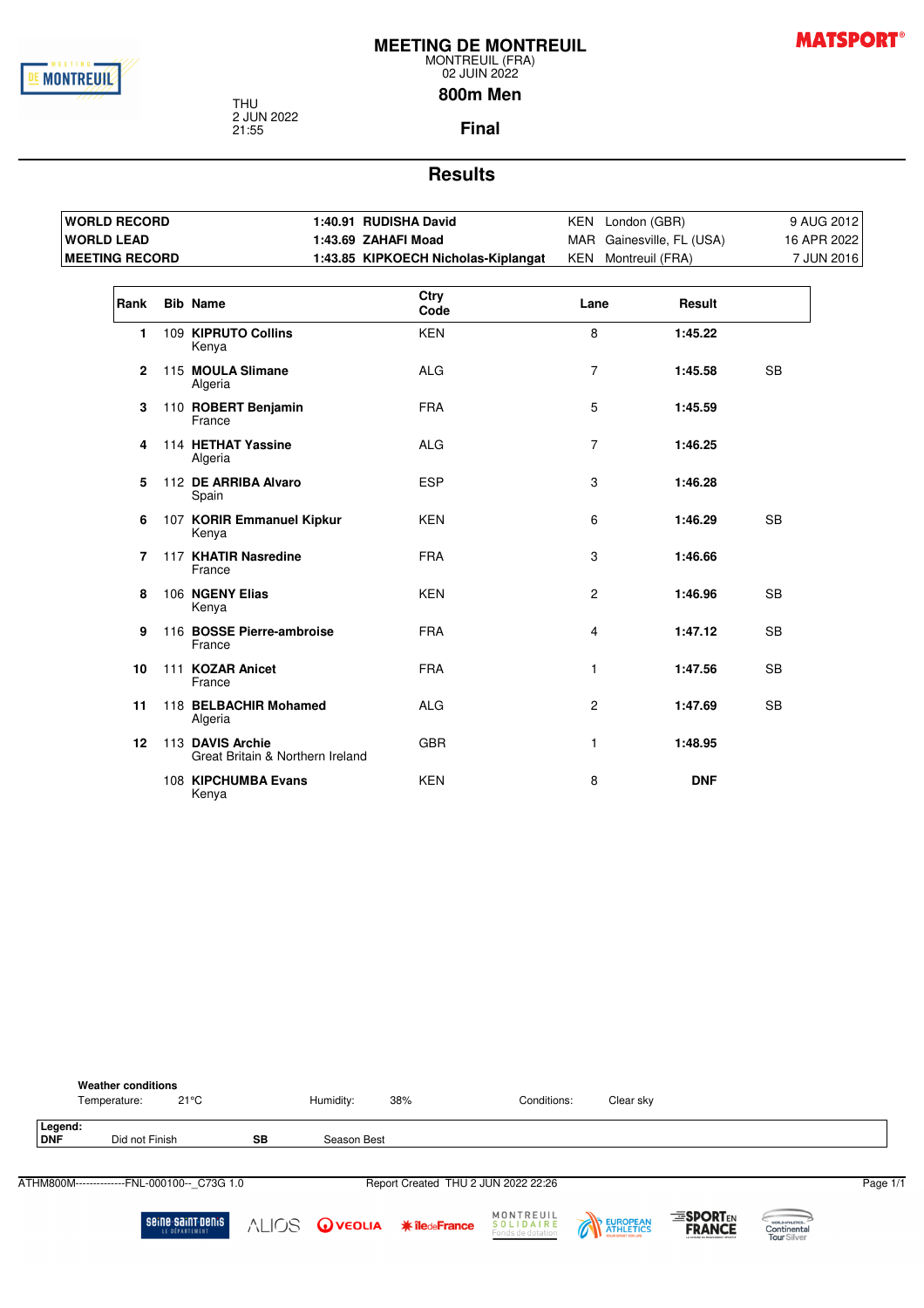# MEETING DE MONTREUIL

MONTREUIL (FRA)
02 JUIN 2022

THU
2 JUN 2022
21:55

## 800m Men

### Final

## Results

| | | | | |
|---|---|---|---|---|
| **WORLD RECORD** | **1:40.91 RUDISHA David** | KEN | London (GBR) | 9 AUG 2012 |
| **WORLD LEAD** | **1:43.69 ZAHAFI Moad** | MAR | Gainesville, FL (USA) | 16 APR 2022 |
| **MEETING RECORD** | **1:43.85 KIPKOECH Nicholas-Kiplangat** | KEN | Montreuil (FRA) | 7 JUN 2016 |

| Rank | Bib | Name | Ctry Code | Lane | Result | |
|---|---|---|---|---|---|---|
| 1 | 109 | **KIPRUTO Collins** Kenya | KEN | 8 | **1:45.22** | |
| 2 | 115 | **MOULA Slimane** Algeria | ALG | 7 | **1:45.58** | SB |
| 3 | 110 | **ROBERT Benjamin** France | FRA | 5 | **1:45.59** | |
| 4 | 114 | **HETHAT Yassine** Algeria | ALG | 7 | **1:46.25** | |
| 5 | 112 | **DE ARRIBA Alvaro** Spain | ESP | 3 | **1:46.28** | |
| 6 | 107 | **KORIR Emmanuel Kipkur** Kenya | KEN | 6 | **1:46.29** | SB |
| 7 | 117 | **KHATIR Nasredine** France | FRA | 3 | **1:46.66** | |
| 8 | 106 | **NGENY Elias** Kenya | KEN | 2 | **1:46.96** | SB |
| 9 | 116 | **BOSSE Pierre-ambroise** France | FRA | 4 | **1:47.12** | SB |
| 10 | 111 | **KOZAR Anicet** France | FRA | 1 | **1:47.56** | SB |
| 11 | 118 | **BELBACHIR Mohamed** Algeria | ALG | 2 | **1:47.69** | SB |
| 12 | 113 | **DAVIS Archie** Great Britain & Northern Ireland | GBR | 1 | **1:48.95** | |
| | 108 | **KIPCHUMBA Evans** Kenya | KEN | 8 | **DNF** | |

**Weather conditions**
Temperature: 21°C Humidity: 38% Conditions: Clear sky

**Legend:**
**DNF** Did not Finish **SB** Season Best

ATHM800M--------------FNL-000100--_C73G 1.0 Report Created THU 2 JUN 2022 22:26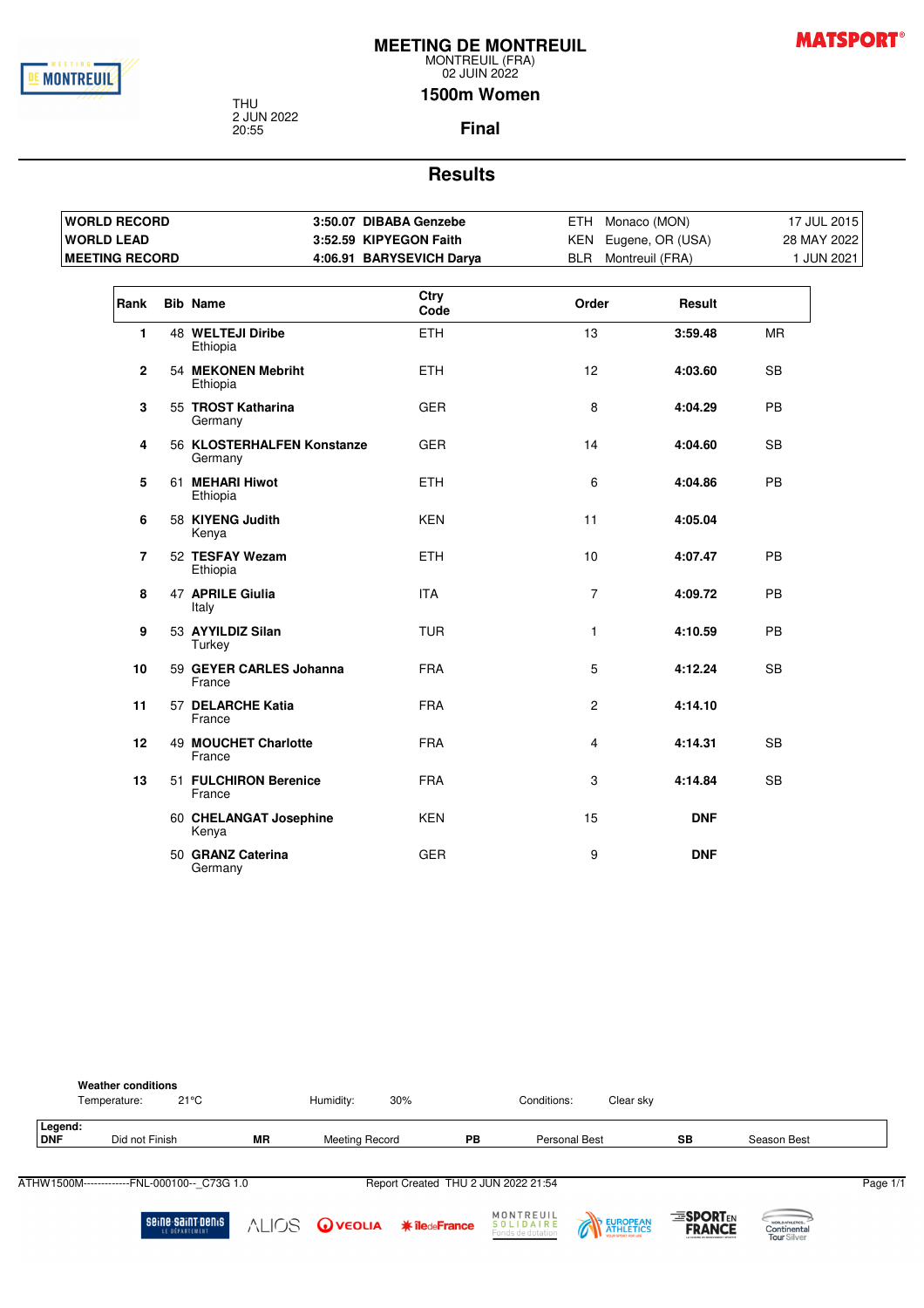# MEETING DE MONTREUIL

MONTREUIL (FRA)
02 JUIN 2022

THU
2 JUN 2022
20:55

## 1500m Women

### Final

## Results

| | | | | |
|---|---|---|---|---|
| **WORLD RECORD** | **3:50.07 DIBABA Genzebe** | ETH | Monaco (MON) | 17 JUL 2015 |
| **WORLD LEAD** | **3:52.59 KIPYEGON Faith** | KEN | Eugene, OR (USA) | 28 MAY 2022 |
| **MEETING RECORD** | **4:06.91 BARYSEVICH Darya** | BLR | Montreuil (FRA) | 1 JUN 2021 |

| Rank | Bib | Name | Ctry Code | Order | Result | |
|---|---|---|---|---|---|---|
| 1 | 48 | **WELTEJI Diribe** Ethiopia | ETH | 13 | **3:59.48** | MR |
| 2 | 54 | **MEKONEN Mebriht** Ethiopia | ETH | 12 | **4:03.60** | SB |
| 3 | 55 | **TROST Katharina** Germany | GER | 8 | **4:04.29** | PB |
| 4 | 56 | **KLOSTERHALFEN Konstanze** Germany | GER | 14 | **4:04.60** | SB |
| 5 | 61 | **MEHARI Hiwot** Ethiopia | ETH | 6 | **4:04.86** | PB |
| 6 | 58 | **KIYENG Judith** Kenya | KEN | 11 | **4:05.04** | |
| 7 | 52 | **TESFAY Wezam** Ethiopia | ETH | 10 | **4:07.47** | PB |
| 8 | 47 | **APRILE Giulia** Italy | ITA | 7 | **4:09.72** | PB |
| 9 | 53 | **AYYILDIZ Silan** Turkey | TUR | 1 | **4:10.59** | PB |
| 10 | 59 | **GEYER CARLES Johanna** France | FRA | 5 | **4:12.24** | SB |
| 11 | 57 | **DELARCHE Katia** France | FRA | 2 | **4:14.10** | |
| 12 | 49 | **MOUCHET Charlotte** France | FRA | 4 | **4:14.31** | SB |
| 13 | 51 | **FULCHIRON Berenice** France | FRA | 3 | **4:14.84** | SB |
| | 60 | **CHELANGAT Josephine** Kenya | KEN | 15 | **DNF** | |
| | 50 | **GRANZ Caterina** Germany | GER | 9 | **DNF** | |

**Weather conditions**

Temperature: 21°C  Humidity: 30%  Conditions: Clear sky

**Legend:**

| | | | | | | | |
|---|---|---|---|---|---|---|---|
| **DNF** | Did not Finish | **MR** | Meeting Record | **PB** | Personal Best | **SB** | Season Best |

ATHW1500M-------------FNL-000100--_C73G 1.0  Report Created THU 2 JUN 2022 21:54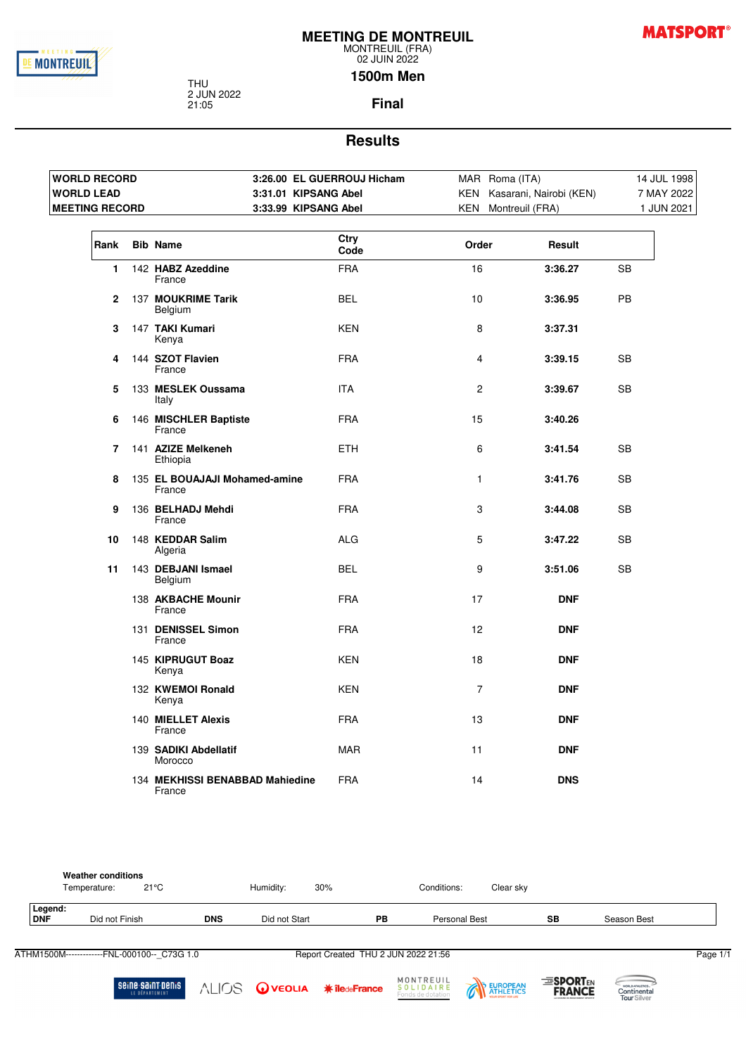# MEETING DE MONTREUIL

MONTREUIL (FRA)
02 JUIN 2022

THU
2 JUN 2022
21:05

## 1500m Men

### Final

## Results

| | | | | |
|---|---|---|---|---|
| **WORLD RECORD** | **3:26.00 EL GUERROUJ Hicham** | MAR | Roma (ITA) | 14 JUL 1998 |
| **WORLD LEAD** | **3:31.01 KIPSANG Abel** | KEN | Kasarani, Nairobi (KEN) | 7 MAY 2022 |
| **MEETING RECORD** | **3:33.99 KIPSANG Abel** | KEN | Montreuil (FRA) | 1 JUN 2021 |

| Rank | Bib | Name | Ctry Code | Order | Result | |
|---|---|---|---|---|---|---|
| 1 | 142 | **HABZ Azeddine** France | FRA | 16 | **3:36.27** | SB |
| 2 | 137 | **MOUKRIME Tarik** Belgium | BEL | 10 | **3:36.95** | PB |
| 3 | 147 | **TAKI Kumari** Kenya | KEN | 8 | **3:37.31** | |
| 4 | 144 | **SZOT Flavien** France | FRA | 4 | **3:39.15** | SB |
| 5 | 133 | **MESLEK Oussama** Italy | ITA | 2 | **3:39.67** | SB |
| 6 | 146 | **MISCHLER Baptiste** France | FRA | 15 | **3:40.26** | |
| 7 | 141 | **AZIZE Melkeneh** Ethiopia | ETH | 6 | **3:41.54** | SB |
| 8 | 135 | **EL BOUAJAJI Mohamed-amine** France | FRA | 1 | **3:41.76** | SB |
| 9 | 136 | **BELHADJ Mehdi** France | FRA | 3 | **3:44.08** | SB |
| 10 | 148 | **KEDDAR Salim** Algeria | ALG | 5 | **3:47.22** | SB |
| 11 | 143 | **DEBJANI Ismael** Belgium | BEL | 9 | **3:51.06** | SB |
| | 138 | **AKBACHE Mounir** France | FRA | 17 | **DNF** | |
| | 131 | **DENISSEL Simon** France | FRA | 12 | **DNF** | |
| | 145 | **KIPRUGUT Boaz** Kenya | KEN | 18 | **DNF** | |
| | 132 | **KWEMOI Ronald** Kenya | KEN | 7 | **DNF** | |
| | 140 | **MIELLET Alexis** France | FRA | 13 | **DNF** | |
| | 139 | **SADIKI Abdellatif** Morocco | MAR | 11 | **DNF** | |
| | 134 | **MEKHISSI BENABBAD Mahiedine** France | FRA | 14 | **DNS** | |

**Weather conditions**
Temperature: 21°C Humidity: 30% Conditions: Clear sky

**Legend:**

| | | | | | | | |
|---|---|---|---|---|---|---|---|
| **DNF** | Did not Finish | **DNS** | Did not Start | **PB** | Personal Best | **SB** | Season Best |

ATHM1500M------------FNL-000100--_C73G 1.0 Report Created THU 2 JUN 2022 21:56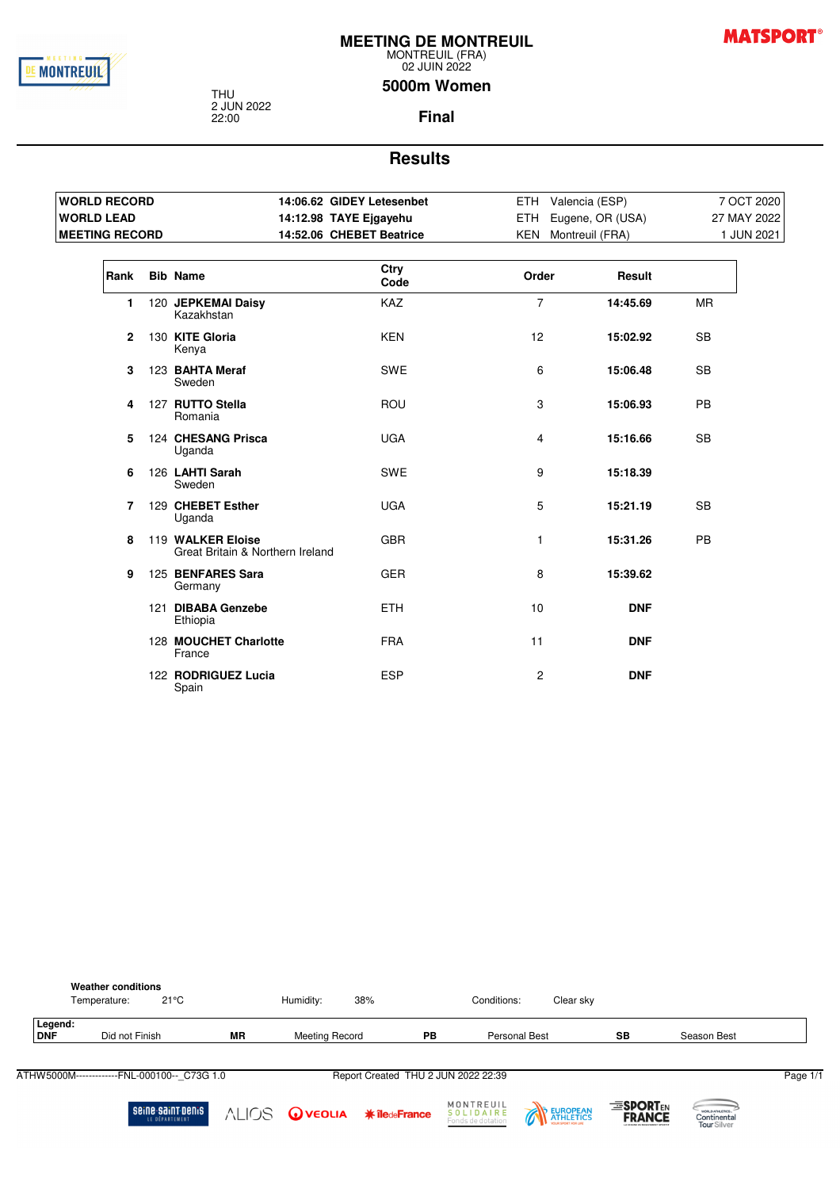# MEETING DE MONTREUIL

MONTREUIL (FRA)
02 JUIN 2022

THU
2 JUN 2022
22:00

## 5000m Women

### Final

## Results

| | | | | |
|---|---|---|---|---|
| **WORLD RECORD** | **14:06.62 GIDEY Letesenbet** | ETH | Valencia (ESP) | 7 OCT 2020 |
| **WORLD LEAD** | **14:12.98 TAYE Ejgayehu** | ETH | Eugene, OR (USA) | 27 MAY 2022 |
| **MEETING RECORD** | **14:52.06 CHEBET Beatrice** | KEN | Montreuil (FRA) | 1 JUN 2021 |

| Rank | Bib | Name | Ctry Code | Order | Result | |
|---|---|---|---|---|---|---|
| 1 | 120 | **JEPKEMAI Daisy** Kazakhstan | KAZ | 7 | **14:45.69** | MR |
| 2 | 130 | **KITE Gloria** Kenya | KEN | 12 | **15:02.92** | SB |
| 3 | 123 | **BAHTA Meraf** Sweden | SWE | 6 | **15:06.48** | SB |
| 4 | 127 | **RUTTO Stella** Romania | ROU | 3 | **15:06.93** | PB |
| 5 | 124 | **CHESANG Prisca** Uganda | UGA | 4 | **15:16.66** | SB |
| 6 | 126 | **LAHTI Sarah** Sweden | SWE | 9 | **15:18.39** | |
| 7 | 129 | **CHEBET Esther** Uganda | UGA | 5 | **15:21.19** | SB |
| 8 | 119 | **WALKER Eloise** Great Britain & Northern Ireland | GBR | 1 | **15:31.26** | PB |
| 9 | 125 | **BENFARES Sara** Germany | GER | 8 | **15:39.62** | |
| | 121 | **DIBABA Genzebe** Ethiopia | ETH | 10 | **DNF** | |
| | 128 | **MOUCHET Charlotte** France | FRA | 11 | **DNF** | |
| | 122 | **RODRIGUEZ Lucia** Spain | ESP | 2 | **DNF** | |

**Weather conditions**

Temperature: 21°C Humidity: 38% Conditions: Clear sky

**Legend:**

| | | | | | | | |
|---|---|---|---|---|---|---|---|
| **DNF** | Did not Finish | **MR** | Meeting Record | **PB** | Personal Best | **SB** | Season Best |

ATHW5000M-------------FNL-000100--_C73G 1.0 Report Created THU 2 JUN 2022 22:39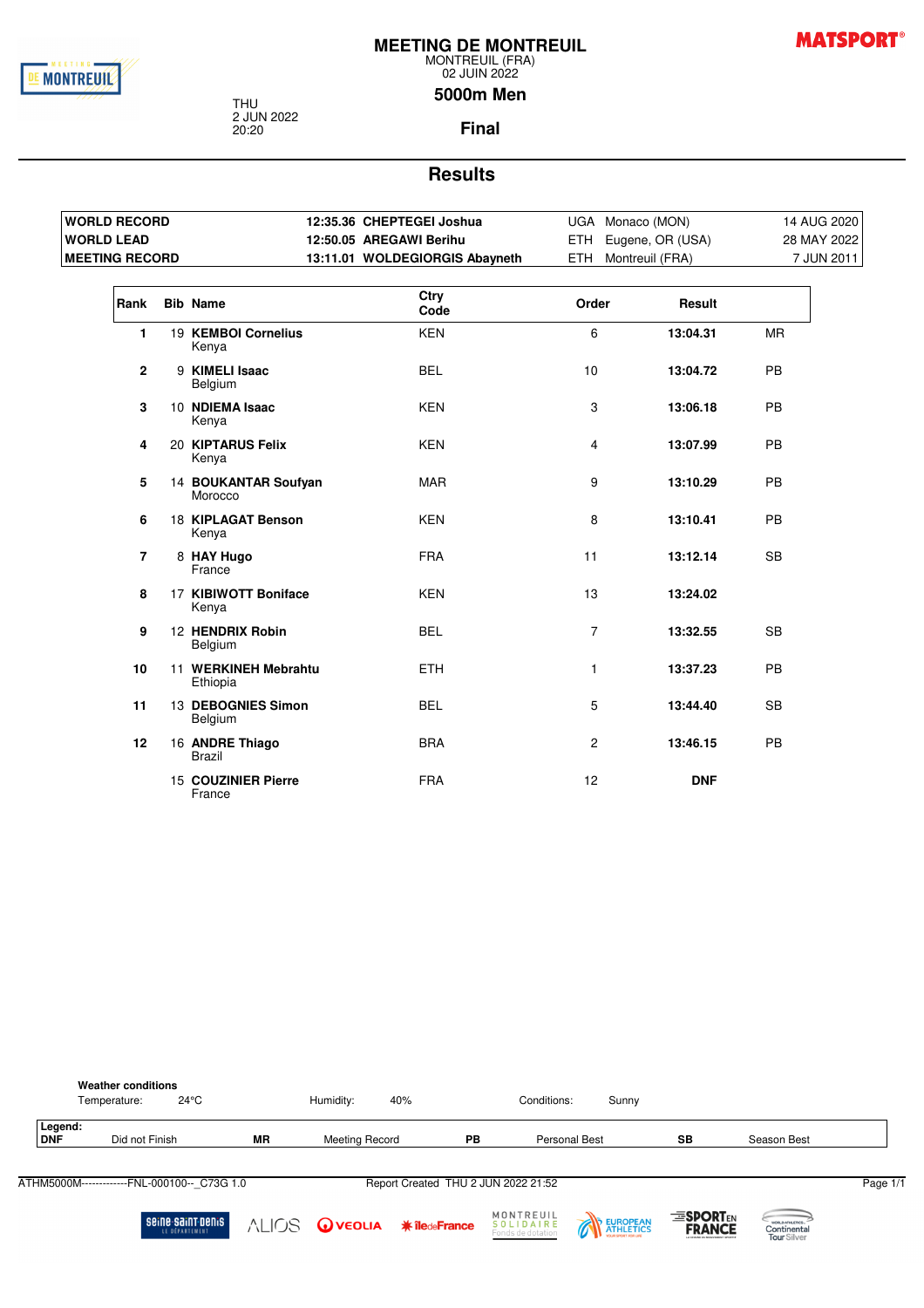# MEETING DE MONTREUIL

MONTREUIL (FRA)
02 JUIN 2022

THU
2 JUN 2022
20:20

## 5000m Men

### Final

## Results

| | | | | |
|---|---|---|---|---|
| **WORLD RECORD** | **12:35.36 CHEPTEGEI Joshua** | UGA | Monaco (MON) | 14 AUG 2020 |
| **WORLD LEAD** | **12:50.05 AREGAWI Berihu** | ETH | Eugene, OR (USA) | 28 MAY 2022 |
| **MEETING RECORD** | **13:11.01 WOLDEGIORGIS Abayneth** | ETH | Montreuil (FRA) | 7 JUN 2011 |

| Rank | Bib | Name | Ctry Code | Order | Result | |
|---|---|---|---|---|---|---|
| **1** | 19 | **KEMBOI Cornelius** Kenya | KEN | 6 | **13:04.31** | MR |
| **2** | 9 | **KIMELI Isaac** Belgium | BEL | 10 | **13:04.72** | PB |
| **3** | 10 | **NDIEMA Isaac** Kenya | KEN | 3 | **13:06.18** | PB |
| **4** | 20 | **KIPTARUS Felix** Kenya | KEN | 4 | **13:07.99** | PB |
| **5** | 14 | **BOUKANTAR Soufyan** Morocco | MAR | 9 | **13:10.29** | PB |
| **6** | 18 | **KIPLAGAT Benson** Kenya | KEN | 8 | **13:10.41** | PB |
| **7** | 8 | **HAY Hugo** France | FRA | 11 | **13:12.14** | SB |
| **8** | 17 | **KIBIWOTT Boniface** Kenya | KEN | 13 | **13:24.02** | |
| **9** | 12 | **HENDRIX Robin** Belgium | BEL | 7 | **13:32.55** | SB |
| **10** | 11 | **WERKINEH Mebrahtu** Ethiopia | ETH | 1 | **13:37.23** | PB |
| **11** | 13 | **DEBOGNIES Simon** Belgium | BEL | 5 | **13:44.40** | SB |
| **12** | 16 | **ANDRE Thiago** Brazil | BRA | 2 | **13:46.15** | PB |
| | 15 | **COUZINIER Pierre** France | FRA | 12 | **DNF** | |

**Weather conditions**
Temperature: 24°C Humidity: 40% Conditions: Sunny

**Legend:**
**DNF** Did not Finish **MR** Meeting Record **PB** Personal Best **SB** Season Best

ATHM5000M------------FNL-000100--_C73G 1.0 Report Created THU 2 JUN 2022 21:52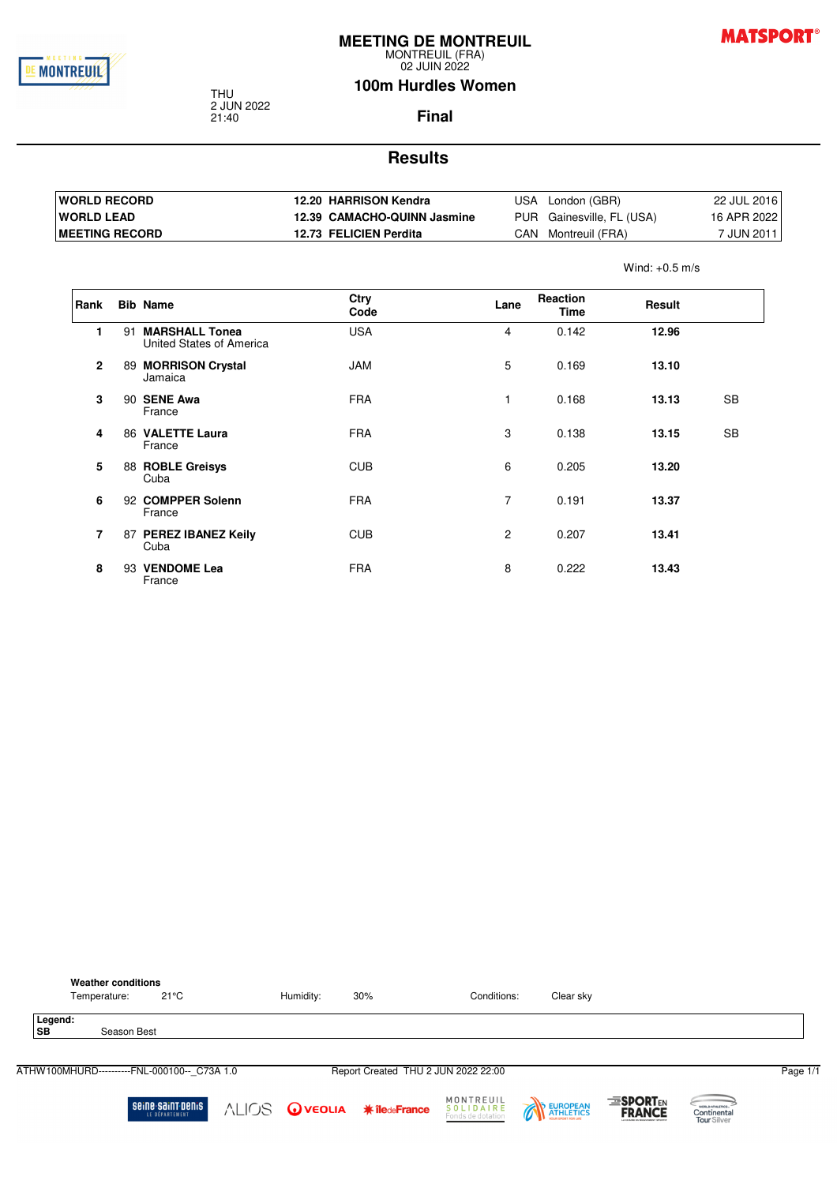# MEETING DE MONTREUIL

MONTREUIL (FRA)
02 JUIN 2022

THU
2 JUN 2022
21:40

## 100m Hurdles Women

### Final

## Results

| | | | | |
|---|---|---|---|---|
| **WORLD RECORD** | **12.20 HARRISON Kendra** | USA | London (GBR) | 22 JUL 2016 |
| **WORLD LEAD** | **12.39 CAMACHO-QUINN Jasmine** | PUR | Gainesville, FL (USA) | 16 APR 2022 |
| **MEETING RECORD** | **12.73 FELICIEN Perdita** | CAN | Montreuil (FRA) | 7 JUN 2011 |

Wind: +0.5 m/s

| Rank | Bib | Name | Ctry Code | Lane | Reaction Time | Result | |
|---|---|---|---|---|---|---|---|
| 1 | 91 | **MARSHALL Tonea** United States of America | USA | 4 | 0.142 | **12.96** | |
| 2 | 89 | **MORRISON Crystal** Jamaica | JAM | 5 | 0.169 | **13.10** | |
| 3 | 90 | **SENE Awa** France | FRA | 1 | 0.168 | **13.13** | SB |
| 4 | 86 | **VALETTE Laura** France | FRA | 3 | 0.138 | **13.15** | SB |
| 5 | 88 | **ROBLE Greisys** Cuba | CUB | 6 | 0.205 | **13.20** | |
| 6 | 92 | **COMPPER Solenn** France | FRA | 7 | 0.191 | **13.37** | |
| 7 | 87 | **PEREZ IBANEZ Keily** Cuba | CUB | 2 | 0.207 | **13.41** | |
| 8 | 93 | **VENDOME Lea** France | FRA | 8 | 0.222 | **13.43** | |

**Weather conditions**

Temperature: 21°C Humidity: 30% Conditions: Clear sky

**Legend:**
**SB** Season Best

ATHW100MHURD----------FNL-000100--_C73A 1.0 Report Created THU 2 JUN 2022 22:00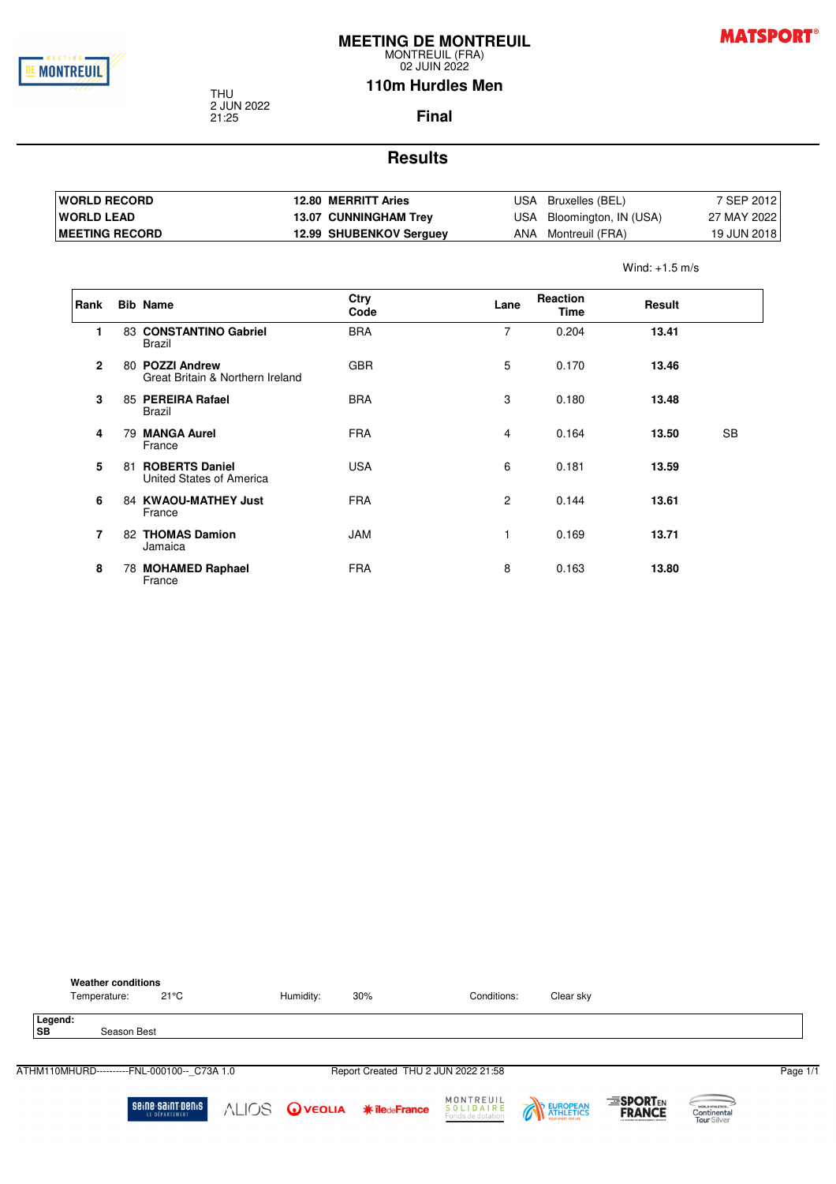# MEETING DE MONTREUIL

MONTREUIL (FRA)
02 JUIN 2022

THU
2 JUN 2022
21:25

## 110m Hurdles Men

### Final

## Results

| | | | | |
|---|---|---|---|---|
| **WORLD RECORD** | **12.80 MERRITT Aries** | USA | Bruxelles (BEL) | 7 SEP 2012 |
| **WORLD LEAD** | **13.07 CUNNINGHAM Trey** | USA | Bloomington, IN (USA) | 27 MAY 2022 |
| **MEETING RECORD** | **12.99 SHUBENKOV Serguey** | ANA | Montreuil (FRA) | 19 JUN 2018 |

Wind: +1.5 m/s

| Rank | Bib | Name | Ctry Code | Lane | Reaction Time | Result | |
|---|---|---|---|---|---|---|---|
| 1 | 83 | **CONSTANTINO Gabriel** Brazil | BRA | 7 | 0.204 | **13.41** | |
| 2 | 80 | **POZZI Andrew** Great Britain & Northern Ireland | GBR | 5 | 0.170 | **13.46** | |
| 3 | 85 | **PEREIRA Rafael** Brazil | BRA | 3 | 0.180 | **13.48** | |
| 4 | 79 | **MANGA Aurel** France | FRA | 4 | 0.164 | **13.50** | SB |
| 5 | 81 | **ROBERTS Daniel** United States of America | USA | 6 | 0.181 | **13.59** | |
| 6 | 84 | **KWAOU-MATHEY Just** France | FRA | 2 | 0.144 | **13.61** | |
| 7 | 82 | **THOMAS Damion** Jamaica | JAM | 1 | 0.169 | **13.71** | |
| 8 | 78 | **MOHAMED Raphael** France | FRA | 8 | 0.163 | **13.80** | |

**Weather conditions**

Temperature: 21°C Humidity: 30% Conditions: Clear sky

**Legend:**
**SB** Season Best

ATHM110MHURD----------FNL-000100--_C73A 1.0 Report Created THU 2 JUN 2022 21:58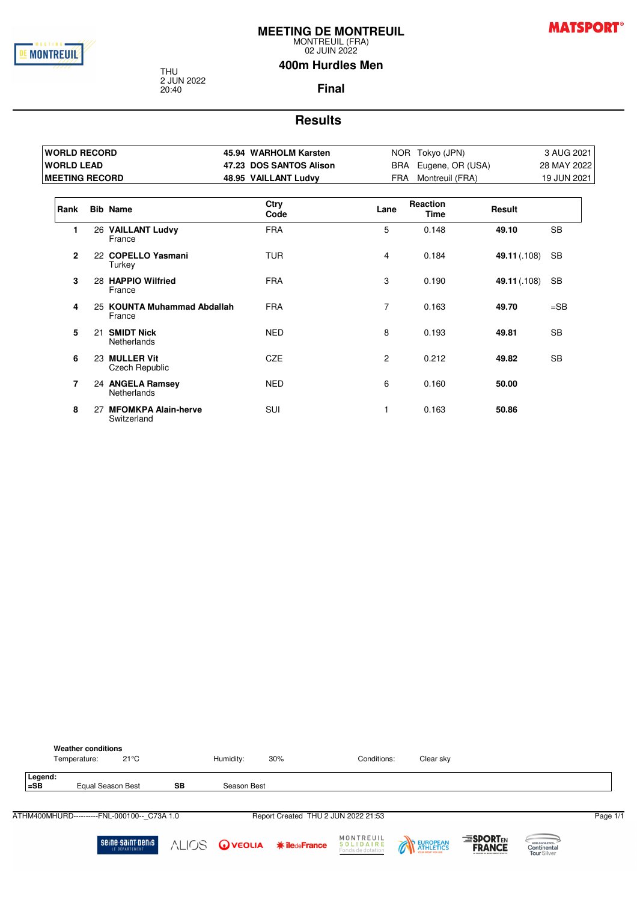# MEETING DE MONTREUIL

MONTREUIL (FRA)
02 JUIN 2022

THU
2 JUN 2022
20:40

## 400m Hurdles Men

### Final

## Results

| | | | | |
|---|---|---|---|---|
| **WORLD RECORD** | **45.94 WARHOLM Karsten** | NOR | Tokyo (JPN) | 3 AUG 2021 |
| **WORLD LEAD** | **47.23 DOS SANTOS Alison** | BRA | Eugene, OR (USA) | 28 MAY 2022 |
| **MEETING RECORD** | **48.95 VAILLANT Ludvy** | FRA | Montreuil (FRA) | 19 JUN 2021 |

| Rank | Bib | Name | Ctry Code | Lane | Reaction Time | Result | |
|---|---|---|---|---|---|---|---|
| 1 | 26 | **VAILLANT Ludvy** France | FRA | 5 | 0.148 | **49.10** | SB |
| 2 | 22 | **COPELLO Yasmani** Turkey | TUR | 4 | 0.184 | **49.11** (.108) | SB |
| 3 | 28 | **HAPPIO Wilfried** France | FRA | 3 | 0.190 | **49.11** (.108) | SB |
| 4 | 25 | **KOUNTA Muhammad Abdallah** France | FRA | 7 | 0.163 | **49.70** | =SB |
| 5 | 21 | **SMIDT Nick** Netherlands | NED | 8 | 0.193 | **49.81** | SB |
| 6 | 23 | **MULLER Vit** Czech Republic | CZE | 2 | 0.212 | **49.82** | SB |
| 7 | 24 | **ANGELA Ramsey** Netherlands | NED | 6 | 0.160 | **50.00** | |
| 8 | 27 | **MFOMKPA Alain-herve** Switzerland | SUI | 1 | 0.163 | **50.86** | |

**Weather conditions**
Temperature: 21°C Humidity: 30% Conditions: Clear sky

**Legend:**
**=SB** Equal Season Best **SB** Season Best

ATHM400MHURD----------FNL-000100--_C73A 1.0 Report Created THU 2 JUN 2022 21:53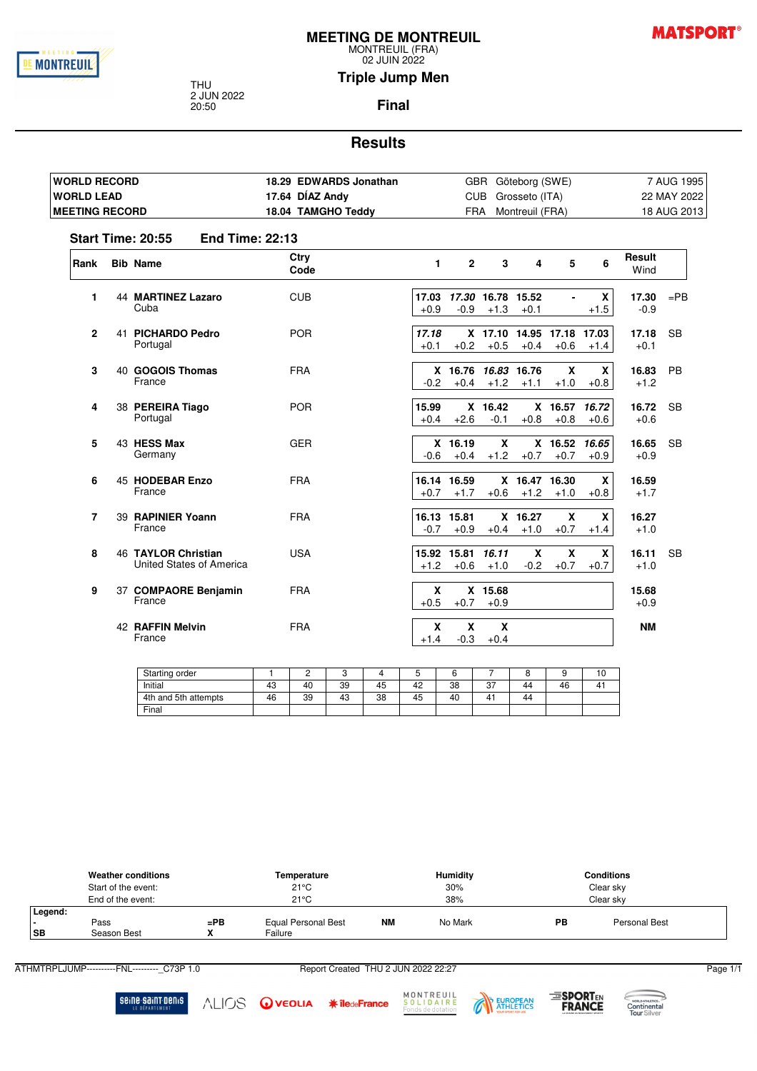# MEETING DE MONTREUIL

MONTREUIL (FRA)
02 JUIN 2022

THU
2 JUN 2022
20:50

## Triple Jump Men

## Final

## Results

| | | | | |
|---|---|---|---|---|
| **WORLD RECORD** | **18.29 EDWARDS Jonathan** | GBR | Göteborg (SWE) | 7 AUG 1995 |
| **WORLD LEAD** | **17.64 DÍAZ Andy** | CUB | Grosseto (ITA) | 22 MAY 2022 |
| **MEETING RECORD** | **18.04 TAMGHO Teddy** | FRA | Montreuil (FRA) | 18 AUG 2013 |

**Start Time: 20:55 End Time: 22:13**

| Rank | Bib | Name | Ctry Code | 1 | 2 | 3 | 4 | 5 | 6 | Result Wind | |
|---|---|---|---|---|---|---|---|---|---|---|---|
| 1 | 44 | **MARTINEZ Lazaro** Cuba | CUB | 17.03 +0.9 | *17.30* -0.9 | 16.78 +1.3 | 15.52 +0.1 | - | X +1.5 | 17.30 -0.9 | =PB |
| 2 | 41 | **PICHARDO Pedro** Portugal | POR | *17.18* +0.1 | X +0.2 | 17.10 +0.5 | 14.95 +0.4 | 17.18 +0.6 | 17.03 +1.4 | 17.18 +0.1 | SB |
| 3 | 40 | **GOGOIS Thomas** France | FRA | X -0.2 | 16.76 +0.4 | *16.83* +1.2 | 16.76 +1.1 | X +1.0 | X +0.8 | 16.83 +1.2 | PB |
| 4 | 38 | **PEREIRA Tiago** Portugal | POR | 15.99 +0.4 | X +2.6 | 16.42 -0.1 | X +0.8 | 16.57 +0.8 | *16.72* +0.6 | 16.72 +0.6 | SB |
| 5 | 43 | **HESS Max** Germany | GER | X -0.6 | 16.19 +0.4 | X +1.2 | X +0.7 | 16.52 +0.7 | *16.65* +0.9 | 16.65 +0.9 | SB |
| 6 | 45 | **HODEBAR Enzo** France | FRA | 16.14 +0.7 | 16.59 +1.7 | X +0.6 | 16.47 +1.2 | 16.30 +1.0 | X +0.8 | 16.59 +1.7 | |
| 7 | 39 | **RAPINIER Yoann** France | FRA | 16.13 -0.7 | 15.81 +0.9 | X +0.4 | 16.27 +1.0 | X +0.7 | X +1.4 | 16.27 +1.0 | |
| 8 | 46 | **TAYLOR Christian** United States of America | USA | 15.92 +1.2 | 15.81 +0.6 | *16.11* +1.0 | X -0.2 | X +0.7 | X +0.7 | 16.11 +1.0 | SB |
| 9 | 37 | **COMPAORE Benjamin** France | FRA | X +0.5 | X +0.7 | 15.68 +0.9 | | | | 15.68 +0.9 | |
| | 42 | **RAFFIN Melvin** France | FRA | X +1.4 | X -0.3 | X +0.4 | | | | NM | |

| Starting order | 1 | 2 | 3 | 4 | 5 | 6 | 7 | 8 | 9 | 10 |
|---|---|---|---|---|---|---|---|---|---|---|
| Initial | 43 | 40 | 39 | 45 | 42 | 38 | 37 | 44 | 46 | 41 |
| 4th and 5th attempts | 46 | 39 | 43 | 38 | 45 | 40 | 41 | 44 | | |
| Final | | | | | | | | | | |

| Weather conditions | Temperature | Humidity | Conditions |
|---|---|---|---|
| Start of the event: | 21°C | 30% | Clear sky |
| End of the event: | 21°C | 38% | Clear sky |

**Legend:**

| | | | | | | | |
|---|---|---|---|---|---|---|---|
| **-** | Pass | **=PB** | Equal Personal Best | **NM** | No Mark | **PB** | Personal Best |
| **SB** | Season Best | **X** | Failure | | | | |

ATHMTRPLJUMP----------FNL---------_C73P 1.0 Report Created THU 2 JUN 2022 22:27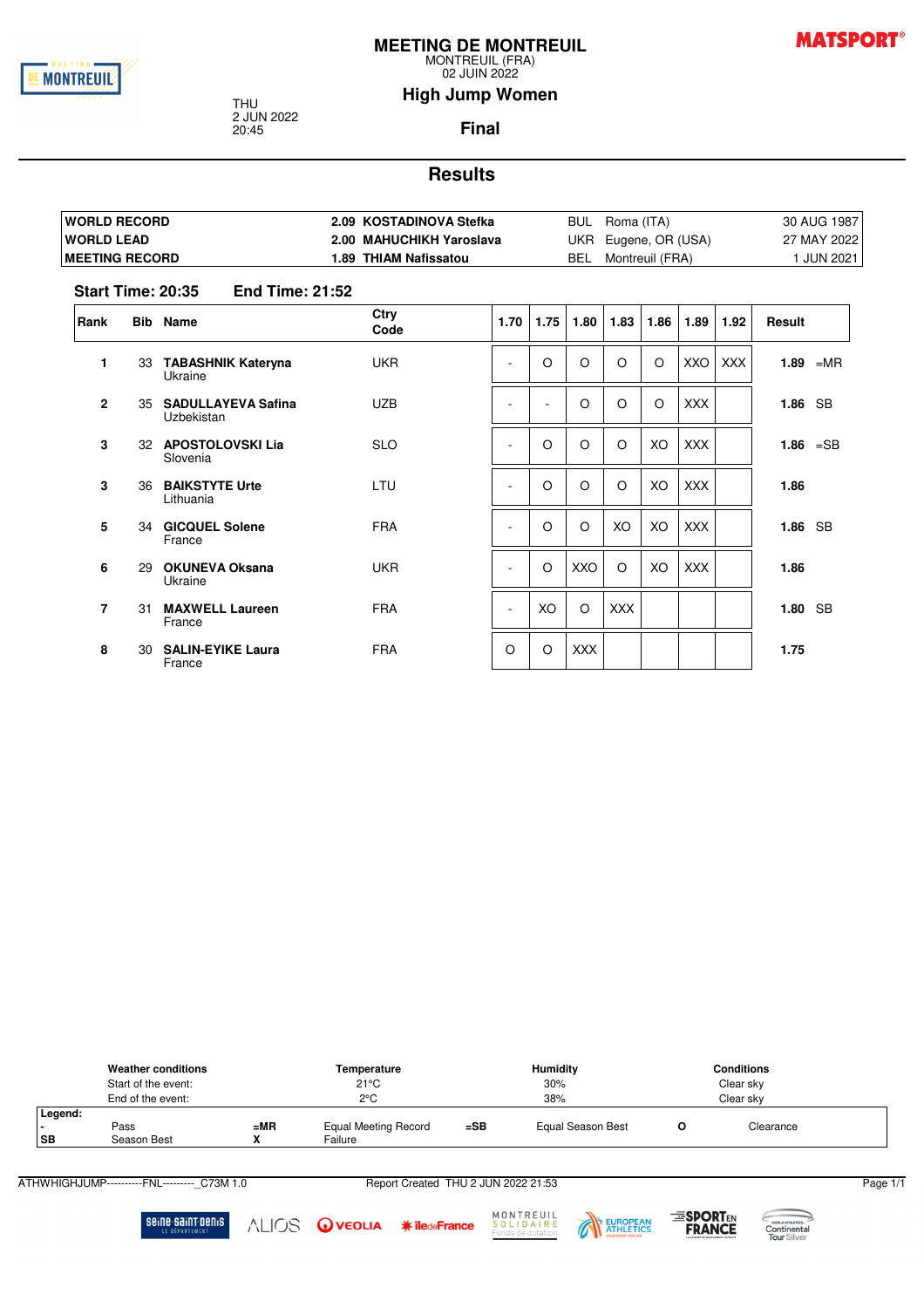# MEETING DE MONTREUIL

MONTREUIL (FRA)
02 JUIN 2022

## High Jump Women

THU
2 JUN 2022
20:45

### Final

## Results

| | | | | |
|---|---|---|---|---|
| WORLD RECORD | 2.09 KOSTADINOVA Stefka | BUL | Roma (ITA) | 30 AUG 1987 |
| WORLD LEAD | 2.00 MAHUCHIKH Yaroslava | UKR | Eugene, OR (USA) | 27 MAY 2022 |
| MEETING RECORD | 1.89 THIAM Nafissatou | BEL | Montreuil (FRA) | 1 JUN 2021 |

**Start Time: 20:35** **End Time: 21:52**

| Rank | Bib | Name | Ctry Code | 1.70 | 1.75 | 1.80 | 1.83 | 1.86 | 1.89 | 1.92 | Result |
|---|---|---|---|---|---|---|---|---|---|---|---|
| 1 | 33 | **TABASHNIK Kateryna** Ukraine | UKR | - | O | O | O | O | XXO | XXX | **1.89** =MR |
| 2 | 35 | **SADULLAYEVA Safina** Uzbekistan | UZB | - | - | O | O | O | XXX | | **1.86** SB |
| 3 | 32 | **APOSTOLOVSKI Lia** Slovenia | SLO | - | O | O | O | XO | XXX | | **1.86** =SB |
| 3 | 36 | **BAIKSTYTE Urte** Lithuania | LTU | - | O | O | O | XO | XXX | | **1.86** |
| 5 | 34 | **GICQUEL Solene** France | FRA | - | O | O | XO | XO | XXX | | **1.86** SB |
| 6 | 29 | **OKUNEVA Oksana** Ukraine | UKR | - | O | XXO | O | XO | XXX | | **1.86** |
| 7 | 31 | **MAXWELL Laureen** France | FRA | - | XO | O | XXX | | | | **1.80** SB |
| 8 | 30 | **SALIN-EYIKE Laura** France | FRA | O | O | XXX | | | | | **1.75** |

| Weather conditions | Temperature | Humidity | Conditions |
|---|---|---|---|
| Start of the event: | 21°C | 30% | Clear sky |
| End of the event: | 2°C | 38% | Clear sky |

**Legend:**

| | | | | | | | |
|---|---|---|---|---|---|---|---|
| - | Pass | =MR | Equal Meeting Record | =SB | Equal Season Best | O | Clearance |
| SB | Season Best | X | Failure | | | | |

ATHWHIGHJUMP----------FNL---------_C73M 1.0 Report Created THU 2 JUN 2022 21:53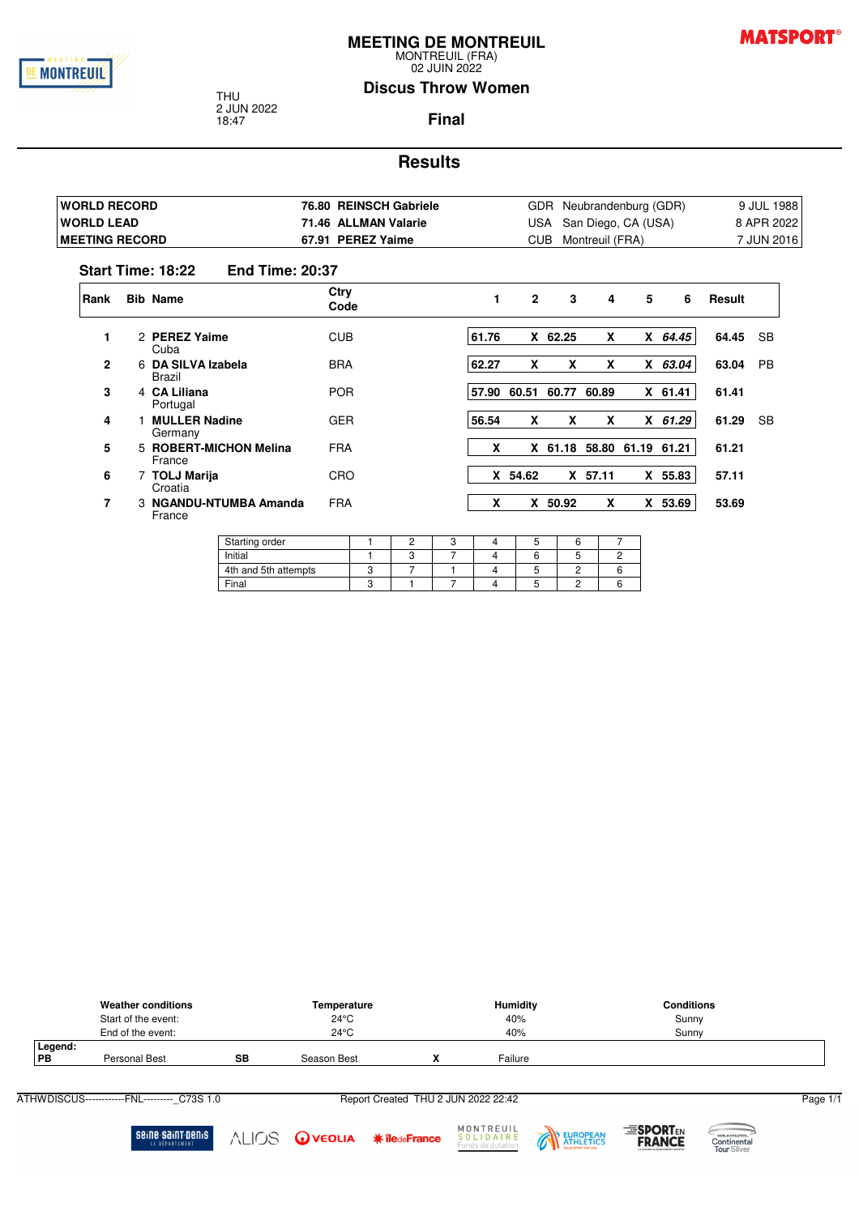# MEETING DE MONTREUIL

MONTREUIL (FRA)
02 JUIN 2022

THU
2 JUN 2022
18:47

## Discus Throw Women

### Final

## Results

| | | | | |
|---|---|---|---|---|
| **WORLD RECORD** | **76.80 REINSCH Gabriele** | GDR | Neubrandenburg (GDR) | 9 JUL 1988 |
| **WORLD LEAD** | **71.46 ALLMAN Valarie** | USA | San Diego, CA (USA) | 8 APR 2022 |
| **MEETING RECORD** | **67.91 PEREZ Yaime** | CUB | Montreuil (FRA) | 7 JUN 2016 |

**Start Time: 18:22** **End Time: 20:37**

| Rank | Bib | Name | Ctry Code | 1 | 2 | 3 | 4 | 5 | 6 | Result | |
|---|---|---|---|---|---|---|---|---|---|---|---|
| 1 | 2 | **PEREZ Yaime** Cuba | CUB | 61.76 | X | 62.25 | X | X | *64.45* | 64.45 | SB |
| 2 | 6 | **DA SILVA Izabela** Brazil | BRA | 62.27 | X | X | X | X | *63.04* | 63.04 | PB |
| 3 | 4 | **CA Liliana** Portugal | POR | 57.90 | 60.51 | 60.77 | 60.89 | X | 61.41 | 61.41 | |
| 4 | 1 | **MULLER Nadine** Germany | GER | 56.54 | X | X | X | X | *61.29* | 61.29 | SB |
| 5 | 5 | **ROBERT-MICHON Melina** France | FRA | X | X | 61.18 | 58.80 | 61.19 | 61.21 | 61.21 | |
| 6 | 7 | **TOLJ Marija** Croatia | CRO | X | 54.62 | X | 57.11 | X | 55.83 | 57.11 | |
| 7 | 3 | **NGANDU-NTUMBA Amanda** France | FRA | X | X | 50.92 | X | X | 53.69 | 53.69 | |

| Starting order | 1 | 2 | 3 | 4 | 5 | 6 | 7 |
|---|---|---|---|---|---|---|---|
| Initial | 1 | 3 | 7 | 4 | 6 | 5 | 2 |
| 4th and 5th attempts | 3 | 7 | 1 | 4 | 5 | 2 | 6 |
| Final | 3 | 1 | 7 | 4 | 5 | 2 | 6 |

| Weather conditions | Temperature | Humidity | Conditions |
|---|---|---|---|
| Start of the event: | 24°C | 40% | Sunny |
| End of the event: | 24°C | 40% | Sunny |

**Legend:**
**PB** Personal Best **SB** Season Best **X** Failure

ATHWDISCUS------------FNL---------_C73S 1.0 Report Created THU 2 JUN 2022 22:42